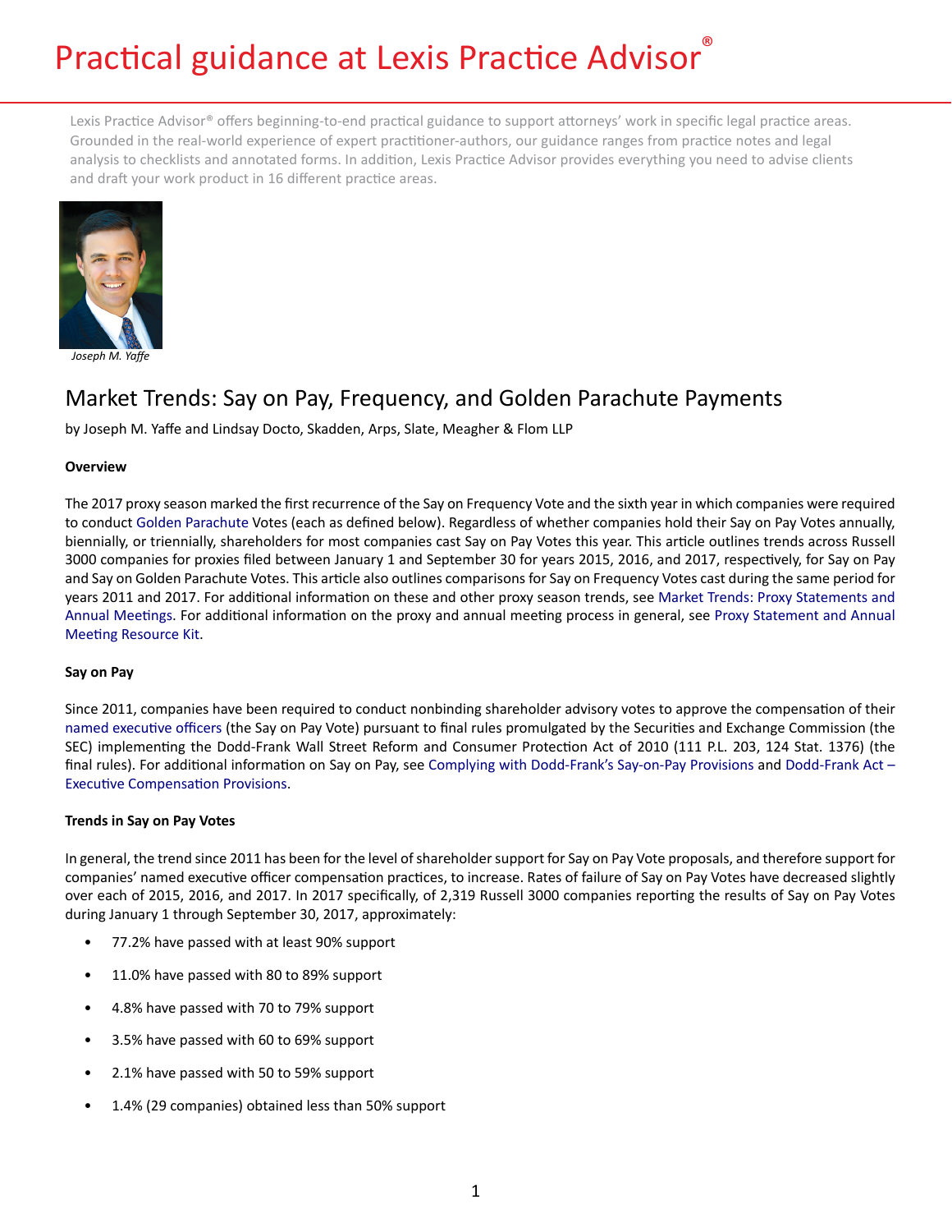# Practical guidance at Lexis Practice Advisor®

Lexis Practice Advisor® offers beginning-to-end practical guidance to support attorneys' work in specific legal practice areas. Grounded in the real-world experience of expert practitioner-authors, our guidance ranges from practice notes and legal analysis to checklists and annotated forms. In addition, Lexis Practice Advisor provides everything you need to advise clients and draft your work product in 16 different practice areas.

*Joseph M. Yaffe*

## Market Trends: Say on Pay, Frequency, and Golden Parachute Payments

by Joseph M. Yaffe and Lindsay Docto, Skadden, Arps, Slate, Meagher & Flom LLP

### Overview

The 2017 proxy season marked the first recurrence of the Say on Frequency Vote and the sixth year in which companies were required to conduct Golden Parachute Votes (each as defined below). Regardless of whether companies hold their Say on Pay Votes annually, biennially, or triennially, shareholders for most companies cast Say on Pay Votes this year. This article outlines trends across Russell 3000 companies for proxies filed between January 1 and September 30 for years 2015, 2016, and 2017, respectively, for Say on Pay and Say on Golden Parachute Votes. This article also outlines comparisons for Say on Frequency Votes cast during the same period for years 2011 and 2017. For additional information on these and other proxy season trends, see Market Trends: Proxy Statements and Annual Meetings. For additional information on the proxy and annual meeting process in general, see Proxy Statement and Annual Meeting Resource Kit.

### Say on Pay

Since 2011, companies have been required to conduct nonbinding shareholder advisory votes to approve the compensation of their named executive officers (the Say on Pay Vote) pursuant to final rules promulgated by the Securities and Exchange Commission (the SEC) implementing the Dodd-Frank Wall Street Reform and Consumer Protection Act of 2010 (111 P.L. 203, 124 Stat. 1376) (the final rules). For additional information on Say on Pay, see Complying with Dodd-Frank's Say-on-Pay Provisions and Dodd-Frank Act – Executive Compensation Provisions.

### Trends in Say on Pay Votes

In general, the trend since 2011 has been for the level of shareholder support for Say on Pay Vote proposals, and therefore support for companies' named executive officer compensation practices, to increase. Rates of failure of Say on Pay Votes have decreased slightly over each of 2015, 2016, and 2017. In 2017 specifically, of 2,319 Russell 3000 companies reporting the results of Say on Pay Votes during January 1 through September 30, 2017, approximately:

- 77.2% have passed with at least 90% support
- 11.0% have passed with 80 to 89% support
- 4.8% have passed with 70 to 79% support
- 3.5% have passed with 60 to 69% support
- 2.1% have passed with 50 to 59% support
- 1.4% (29 companies) obtained less than 50% support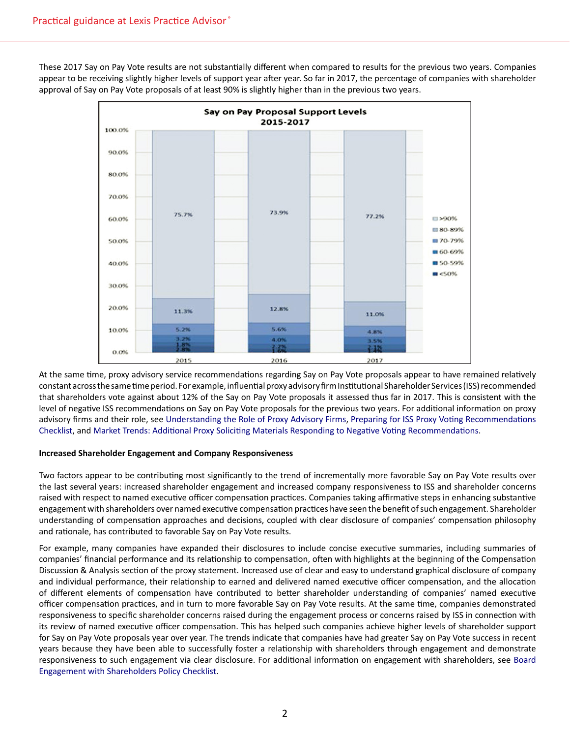These 2017 Say on Pay Vote results are not substantially different when compared to results for the previous two years. Companies appear to be receiving slightly higher levels of support year after year. So far in 2017, the percentage of companies with shareholder approval of Say on Pay Vote proposals of at least 90% is slightly higher than in the previous two years.

**Say on Pay Proposal Support Levels 2015-2017**

| Support level | 2015 | 2016 | 2017 |
|---|---|---|---|
| >90% | 75.7% | 73.9% | 77.2% |
| 80-89% | 11.3% | 12.8% | 11.0% |
| 70-79% | 5.2% | 5.6% | 4.8% |
| 60-69% | 3.2% | 4.0% | 3.5% |
| 50-59% | 1.8% | 2.2% | 2.1% |
| <50% | 2.8% | 1.6% | 1.4% |

At the same time, proxy advisory service recommendations regarding Say on Pay Vote proposals appear to have remained relatively constant across the same time period. For example, influential proxy advisory firm Institutional Shareholder Services (ISS) recommended that shareholders vote against about 12% of the Say on Pay Vote proposals it assessed thus far in 2017. This is consistent with the level of negative ISS recommendations on Say on Pay Vote proposals for the previous two years. For additional information on proxy advisory firms and their role, see Understanding the Role of Proxy Advisory Firms, Preparing for ISS Proxy Voting Recommendations Checklist, and Market Trends: Additional Proxy Soliciting Materials Responding to Negative Voting Recommendations.

**Increased Shareholder Engagement and Company Responsiveness**

Two factors appear to be contributing most significantly to the trend of incrementally more favorable Say on Pay Vote results over the last several years: increased shareholder engagement and increased company responsiveness to ISS and shareholder concerns raised with respect to named executive officer compensation practices. Companies taking affirmative steps in enhancing substantive engagement with shareholders over named executive compensation practices have seen the benefit of such engagement. Shareholder understanding of compensation approaches and decisions, coupled with clear disclosure of companies' compensation philosophy and rationale, has contributed to favorable Say on Pay Vote results.

For example, many companies have expanded their disclosures to include concise executive summaries, including summaries of companies' financial performance and its relationship to compensation, often with highlights at the beginning of the Compensation Discussion & Analysis section of the proxy statement. Increased use of clear and easy to understand graphical disclosure of company and individual performance, their relationship to earned and delivered named executive officer compensation, and the allocation of different elements of compensation have contributed to better shareholder understanding of companies' named executive officer compensation practices, and in turn to more favorable Say on Pay Vote results. At the same time, companies demonstrated responsiveness to specific shareholder concerns raised during the engagement process or concerns raised by ISS in connection with its review of named executive officer compensation. This has helped such companies achieve higher levels of shareholder support for Say on Pay Vote proposals year over year. The trends indicate that companies have had greater Say on Pay Vote success in recent years because they have been able to successfully foster a relationship with shareholders through engagement and demonstrate responsiveness to such engagement via clear disclosure. For additional information on engagement with shareholders, see Board Engagement with Shareholders Policy Checklist.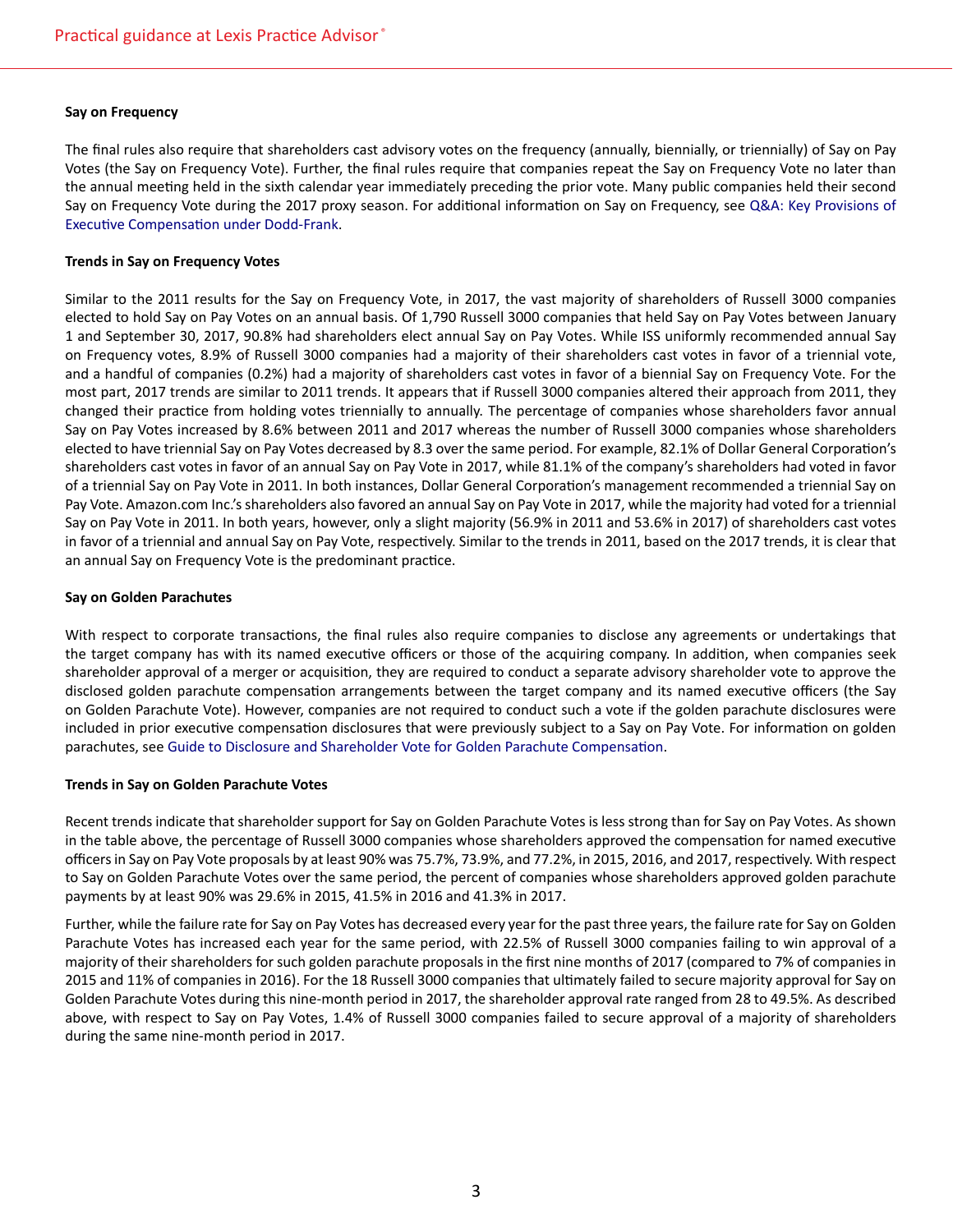**Say on Frequency**

The final rules also require that shareholders cast advisory votes on the frequency (annually, biennially, or triennially) of Say on Pay Votes (the Say on Frequency Vote). Further, the final rules require that companies repeat the Say on Frequency Vote no later than the annual meeting held in the sixth calendar year immediately preceding the prior vote. Many public companies held their second Say on Frequency Vote during the 2017 proxy season. For additional information on Say on Frequency, see Q&A: Key Provisions of Executive Compensation under Dodd-Frank.

**Trends in Say on Frequency Votes**

Similar to the 2011 results for the Say on Frequency Vote, in 2017, the vast majority of shareholders of Russell 3000 companies elected to hold Say on Pay Votes on an annual basis. Of 1,790 Russell 3000 companies that held Say on Pay Votes between January 1 and September 30, 2017, 90.8% had shareholders elect annual Say on Pay Votes. While ISS uniformly recommended annual Say on Frequency votes, 8.9% of Russell 3000 companies had a majority of their shareholders cast votes in favor of a triennial vote, and a handful of companies (0.2%) had a majority of shareholders cast votes in favor of a biennial Say on Frequency Vote. For the most part, 2017 trends are similar to 2011 trends. It appears that if Russell 3000 companies altered their approach from 2011, they changed their practice from holding votes triennially to annually. The percentage of companies whose shareholders favor annual Say on Pay Votes increased by 8.6% between 2011 and 2017 whereas the number of Russell 3000 companies whose shareholders elected to have triennial Say on Pay Votes decreased by 8.3 over the same period. For example, 82.1% of Dollar General Corporation's shareholders cast votes in favor of an annual Say on Pay Vote in 2017, while 81.1% of the company's shareholders had voted in favor of a triennial Say on Pay Vote in 2011. In both instances, Dollar General Corporation's management recommended a triennial Say on Pay Vote. Amazon.com Inc.'s shareholders also favored an annual Say on Pay Vote in 2017, while the majority had voted for a triennial Say on Pay Vote in 2011. In both years, however, only a slight majority (56.9% in 2011 and 53.6% in 2017) of shareholders cast votes in favor of a triennial and annual Say on Pay Vote, respectively. Similar to the trends in 2011, based on the 2017 trends, it is clear that an annual Say on Frequency Vote is the predominant practice.

**Say on Golden Parachutes**

With respect to corporate transactions, the final rules also require companies to disclose any agreements or undertakings that the target company has with its named executive officers or those of the acquiring company. In addition, when companies seek shareholder approval of a merger or acquisition, they are required to conduct a separate advisory shareholder vote to approve the disclosed golden parachute compensation arrangements between the target company and its named executive officers (the Say on Golden Parachute Vote). However, companies are not required to conduct such a vote if the golden parachute disclosures were included in prior executive compensation disclosures that were previously subject to a Say on Pay Vote. For information on golden parachutes, see Guide to Disclosure and Shareholder Vote for Golden Parachute Compensation.

**Trends in Say on Golden Parachute Votes**

Recent trends indicate that shareholder support for Say on Golden Parachute Votes is less strong than for Say on Pay Votes. As shown in the table above, the percentage of Russell 3000 companies whose shareholders approved the compensation for named executive officers in Say on Pay Vote proposals by at least 90% was 75.7%, 73.9%, and 77.2%, in 2015, 2016, and 2017, respectively. With respect to Say on Golden Parachute Votes over the same period, the percent of companies whose shareholders approved golden parachute payments by at least 90% was 29.6% in 2015, 41.5% in 2016 and 41.3% in 2017.

Further, while the failure rate for Say on Pay Votes has decreased every year for the past three years, the failure rate for Say on Golden Parachute Votes has increased each year for the same period, with 22.5% of Russell 3000 companies failing to win approval of a majority of their shareholders for such golden parachute proposals in the first nine months of 2017 (compared to 7% of companies in 2015 and 11% of companies in 2016). For the 18 Russell 3000 companies that ultimately failed to secure majority approval for Say on Golden Parachute Votes during this nine-month period in 2017, the shareholder approval rate ranged from 28 to 49.5%. As described above, with respect to Say on Pay Votes, 1.4% of Russell 3000 companies failed to secure approval of a majority of shareholders during the same nine-month period in 2017.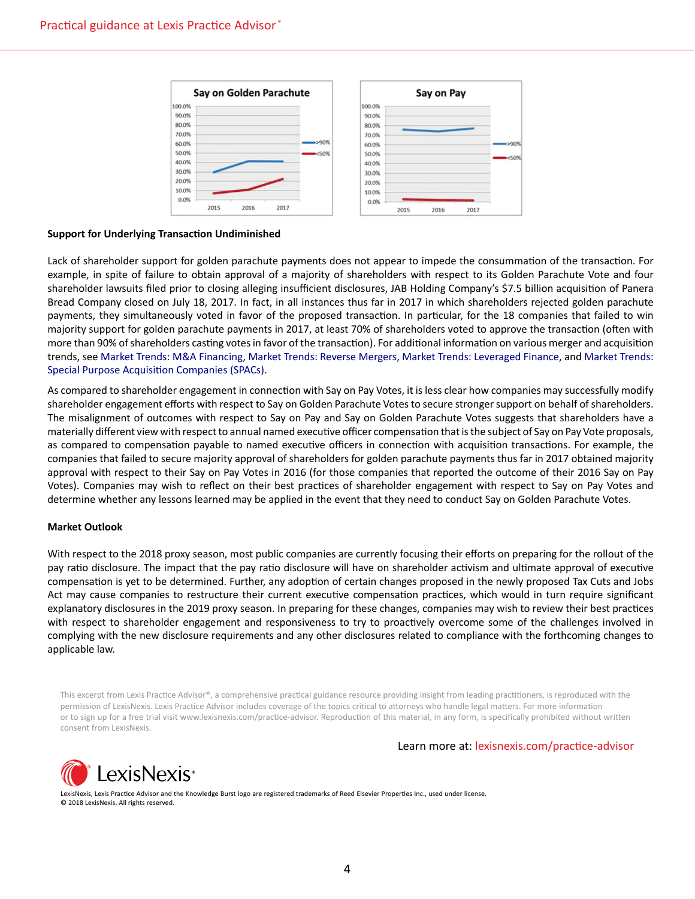Say on Golden Parachute

100.0%
90.0%
80.0%
70.0%
60.0%
50.0%
40.0%
30.0%
20.0%
10.0%
0.0%

2015 2016 2017

>90%
<50%

Say on Pay

100.0%
90.0%
80.0%
70.0%
60.0%
50.0%
40.0%
30.0%
20.0%
10.0%
0.0%

2015 2016 2017

>90%
<50%

**Support for Underlying Transaction Undiminished**

Lack of shareholder support for golden parachute payments does not appear to impede the consummation of the transaction. For example, in spite of failure to obtain approval of a majority of shareholders with respect to its Golden Parachute Vote and four shareholder lawsuits filed prior to closing alleging insufficient disclosures, JAB Holding Company's $7.5 billion acquisition of Panera Bread Company closed on July 18, 2017. In fact, in all instances thus far in 2017 in which shareholders rejected golden parachute payments, they simultaneously voted in favor of the proposed transaction. In particular, for the 18 companies that failed to win majority support for golden parachute payments in 2017, at least 70% of shareholders voted to approve the transaction (often with more than 90% of shareholders casting votes in favor of the transaction). For additional information on various merger and acquisition trends, see Market Trends: M&A Financing, Market Trends: Reverse Mergers, Market Trends: Leveraged Finance, and Market Trends: Special Purpose Acquisition Companies (SPACs).

As compared to shareholder engagement in connection with Say on Pay Votes, it is less clear how companies may successfully modify shareholder engagement efforts with respect to Say on Golden Parachute Votes to secure stronger support on behalf of shareholders. The misalignment of outcomes with respect to Say on Pay and Say on Golden Parachute Votes suggests that shareholders have a materially different view with respect to annual named executive officer compensation that is the subject of Say on Pay Vote proposals, as compared to compensation payable to named executive officers in connection with acquisition transactions. For example, the companies that failed to secure majority approval of shareholders for golden parachute payments thus far in 2017 obtained majority approval with respect to their Say on Pay Votes in 2016 (for those companies that reported the outcome of their 2016 Say on Pay Votes). Companies may wish to reflect on their best practices of shareholder engagement with respect to Say on Pay Votes and determine whether any lessons learned may be applied in the event that they need to conduct Say on Golden Parachute Votes.

**Market Outlook**

With respect to the 2018 proxy season, most public companies are currently focusing their efforts on preparing for the rollout of the pay ratio disclosure. The impact that the pay ratio disclosure will have on shareholder activism and ultimate approval of executive compensation is yet to be determined. Further, any adoption of certain changes proposed in the newly proposed Tax Cuts and Jobs Act may cause companies to restructure their current executive compensation practices, which would in turn require significant explanatory disclosures in the 2019 proxy season. In preparing for these changes, companies may wish to review their best practices with respect to shareholder engagement and responsiveness to try to proactively overcome some of the challenges involved in complying with the new disclosure requirements and any other disclosures related to compliance with the forthcoming changes to applicable law.

This excerpt from Lexis Practice Advisor®, a comprehensive practical guidance resource providing insight from leading practitioners, is reproduced with the permission of LexisNexis. Lexis Practice Advisor includes coverage of the topics critical to attorneys who handle legal matters. For more information or to sign up for a free trial visit www.lexisnexis.com/practice-advisor. Reproduction of this material, in any form, is specifically prohibited without written consent from LexisNexis.

Learn more at: lexisnexis.com/practice-advisor

LexisNexis®

LexisNexis, Lexis Practice Advisor and the Knowledge Burst logo are registered trademarks of Reed Elsevier Properties Inc., used under license.
© 2018 LexisNexis. All rights reserved.